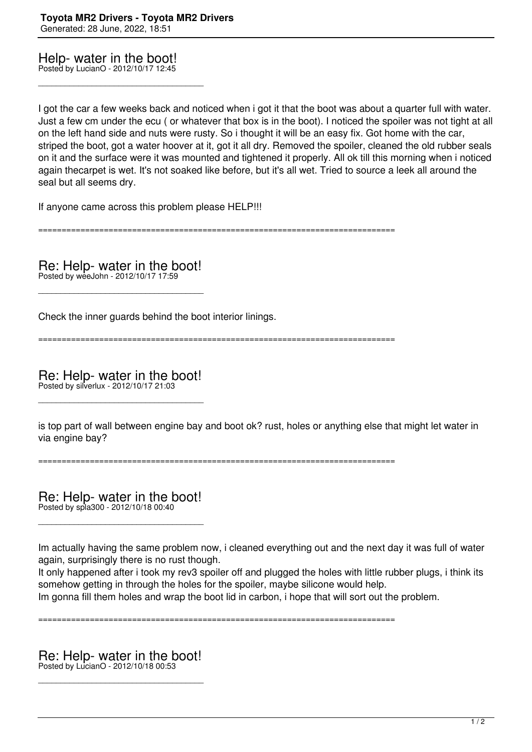## Help- water in the boot!

Posted by LucianO - 2012/10/17 12:45

---

I got the car a few weeks back and noticed when i got it that the boot was about a quarter full with water. Just a few cm under the ecu ( or whatever that box is in the boot). I noticed the spoiler was not tight at all on the left hand side and nuts were rusty. So i thought it will be an easy fix. Got home with the car, striped the boot, got a water hoover at it, got it all dry. Removed the spoiler, cleaned the old rubber seals on it and the surface were it was mounted and tightened it properly. All ok till this morning when i noticed again thecarpet is wet. It's not soaked like before, but it's all wet. Tried to source a leek all around the seal but all seems dry.

If anyone came across this problem please HELP!!!

============================================================================

## Re: Help- water in the boot!

Posted by weeJohn - 2012/10/17 17:59

---

Check the inner guards behind the boot interior linings.

============================================================================

## Re: Help- water in the boot!

Posted by silverlux - 2012/10/17 21:03

---

is top part of wall between engine bay and boot ok? rust, holes or anything else that might let water in via engine bay?

============================================================================

## Re: Help- water in the boot!

Posted by spla300 - 2012/10/18 00:40

---

Im actually having the same problem now, i cleaned everything out and the next day it was full of water again, surprisingly there is no rust though.
It only happened after i took my rev3 spoiler off and plugged the holes with little rubber plugs, i think its somehow getting in through the holes for the spoiler, maybe silicone would help.
Im gonna fill them holes and wrap the boot lid in carbon, i hope that will sort out the problem.

============================================================================

## Re: Help- water in the boot!

Posted by LucianO - 2012/10/18 00:53

---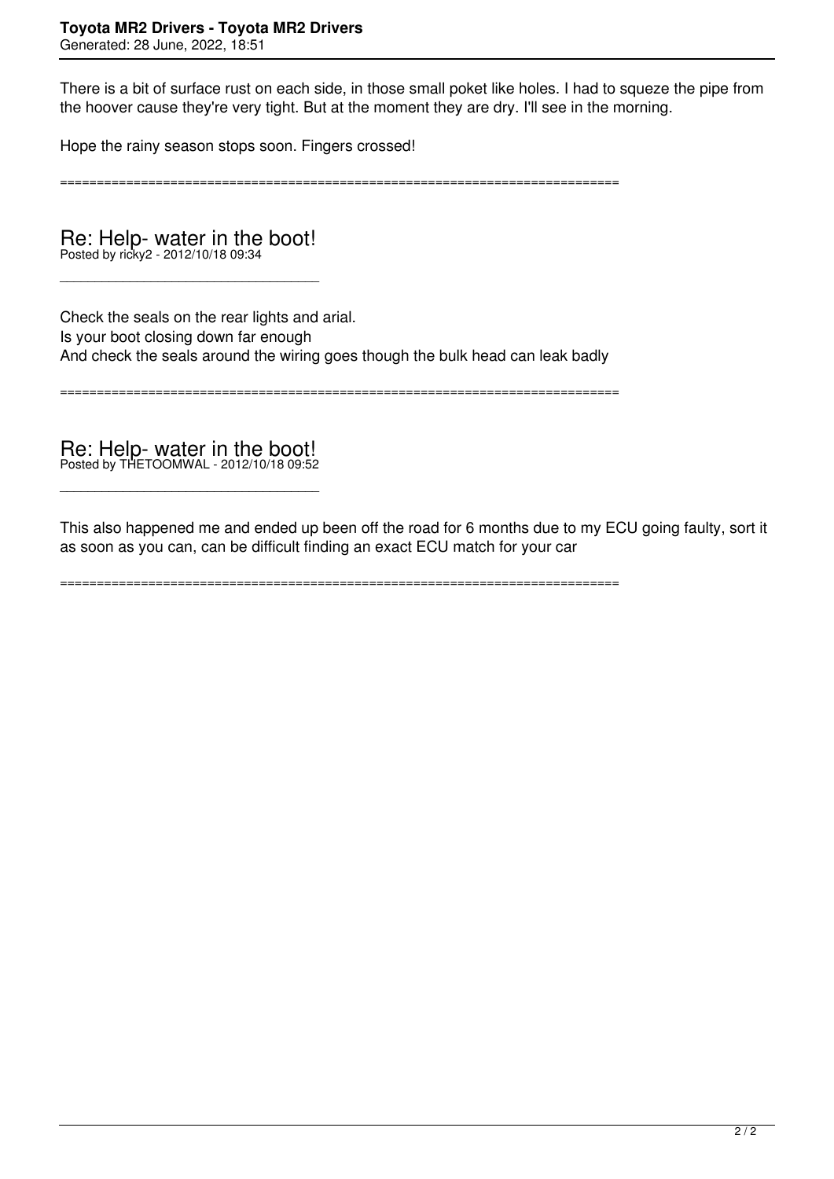There is a bit of surface rust on each side, in those small poket like holes. I had to squeze the pipe from the hoover cause they're very tight. But at the moment they are dry. I'll see in the morning.

Hope the rainy season stops soon. Fingers crossed!

============================================================================

## Re: Help- water in the boot!

Posted by ricky2 - 2012/10/18 09:34

---

Check the seals on the rear lights and arial.
Is your boot closing down far enough
And check the seals around the wiring goes though the bulk head can leak badly

============================================================================

## Re: Help- water in the boot!

Posted by THETOOMWAL - 2012/10/18 09:52

---

This also happened me and ended up been off the road for 6 months due to my ECU going faulty, sort it as soon as you can, can be difficult finding an exact ECU match for your car

============================================================================